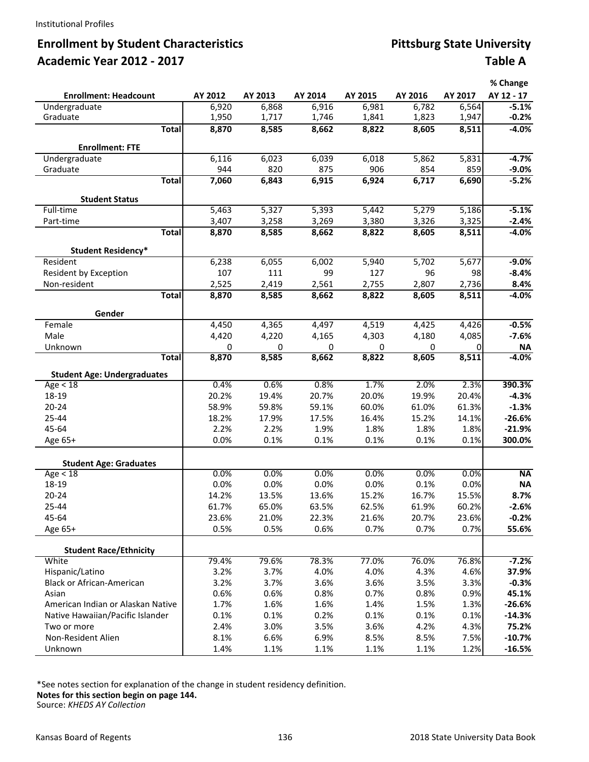Institutional Profiles

## Enrollment by Student Characteristics — Pittsburg State University
## Academic Year 2012 - 2017 — Table A

| Enrollment: Headcount | AY 2012 | AY 2013 | AY 2014 | AY 2015 | AY 2016 | AY 2017 | % Change AY 12 - 17 |
|---|---|---|---|---|---|---|---|
| Undergraduate | 6,920 | 6,868 | 6,916 | 6,981 | 6,782 | 6,564 | **-5.1%** |
| Graduate | 1,950 | 1,717 | 1,746 | 1,841 | 1,823 | 1,947 | **-0.2%** |
| **Total** | **8,870** | **8,585** | **8,662** | **8,822** | **8,605** | **8,511** | **-4.0%** |
| **Enrollment: FTE** | | | | | | | |
| Undergraduate | 6,116 | 6,023 | 6,039 | 6,018 | 5,862 | 5,831 | **-4.7%** |
| Graduate | 944 | 820 | 875 | 906 | 854 | 859 | **-9.0%** |
| **Total** | **7,060** | **6,843** | **6,915** | **6,924** | **6,717** | **6,690** | **-5.2%** |
| **Student Status** | | | | | | | |
| Full-time | 5,463 | 5,327 | 5,393 | 5,442 | 5,279 | 5,186 | **-5.1%** |
| Part-time | 3,407 | 3,258 | 3,269 | 3,380 | 3,326 | 3,325 | **-2.4%** |
| **Total** | **8,870** | **8,585** | **8,662** | **8,822** | **8,605** | **8,511** | **-4.0%** |
| **Student Residency*** | | | | | | | |
| Resident | 6,238 | 6,055 | 6,002 | 5,940 | 5,702 | 5,677 | **-9.0%** |
| Resident by Exception | 107 | 111 | 99 | 127 | 96 | 98 | **-8.4%** |
| Non-resident | 2,525 | 2,419 | 2,561 | 2,755 | 2,807 | 2,736 | **8.4%** |
| **Total** | **8,870** | **8,585** | **8,662** | **8,822** | **8,605** | **8,511** | **-4.0%** |
| **Gender** | | | | | | | |
| Female | 4,450 | 4,365 | 4,497 | 4,519 | 4,425 | 4,426 | **-0.5%** |
| Male | 4,420 | 4,220 | 4,165 | 4,303 | 4,180 | 4,085 | **-7.6%** |
| Unknown | 0 | 0 | 0 | 0 | 0 | 0 | **NA** |
| **Total** | **8,870** | **8,585** | **8,662** | **8,822** | **8,605** | **8,511** | **-4.0%** |
| **Student Age: Undergraduates** | | | | | | | |
| Age < 18 | 0.4% | 0.6% | 0.8% | 1.7% | 2.0% | 2.3% | **390.3%** |
| 18-19 | 20.2% | 19.4% | 20.7% | 20.0% | 19.9% | 20.4% | **-4.3%** |
| 20-24 | 58.9% | 59.8% | 59.1% | 60.0% | 61.0% | 61.3% | **-1.3%** |
| 25-44 | 18.2% | 17.9% | 17.5% | 16.4% | 15.2% | 14.1% | **-26.6%** |
| 45-64 | 2.2% | 2.2% | 1.9% | 1.8% | 1.8% | 1.8% | **-21.9%** |
| Age 65+ | 0.0% | 0.1% | 0.1% | 0.1% | 0.1% | 0.1% | **300.0%** |
| **Student Age: Graduates** | | | | | | | |
| Age < 18 | 0.0% | 0.0% | 0.0% | 0.0% | 0.0% | 0.0% | **NA** |
| 18-19 | 0.0% | 0.0% | 0.0% | 0.0% | 0.1% | 0.0% | **NA** |
| 20-24 | 14.2% | 13.5% | 13.6% | 15.2% | 16.7% | 15.5% | **8.7%** |
| 25-44 | 61.7% | 65.0% | 63.5% | 62.5% | 61.9% | 60.2% | **-2.6%** |
| 45-64 | 23.6% | 21.0% | 22.3% | 21.6% | 20.7% | 23.6% | **-0.2%** |
| Age 65+ | 0.5% | 0.5% | 0.6% | 0.7% | 0.7% | 0.7% | **55.6%** |
| **Student Race/Ethnicity** | | | | | | | |
| White | 79.4% | 79.6% | 78.3% | 77.0% | 76.0% | 76.8% | **-7.2%** |
| Hispanic/Latino | 3.2% | 3.7% | 4.0% | 4.0% | 4.3% | 4.6% | **37.9%** |
| Black or African-American | 3.2% | 3.7% | 3.6% | 3.6% | 3.5% | 3.3% | **-0.3%** |
| Asian | 0.6% | 0.6% | 0.8% | 0.7% | 0.8% | 0.9% | **45.1%** |
| American Indian or Alaskan Native | 1.7% | 1.6% | 1.6% | 1.4% | 1.5% | 1.3% | **-26.6%** |
| Native Hawaiian/Pacific Islander | 0.1% | 0.1% | 0.2% | 0.1% | 0.1% | 0.1% | **-14.3%** |
| Two or more | 2.4% | 3.0% | 3.5% | 3.6% | 4.2% | 4.3% | **75.2%** |
| Non-Resident Alien | 8.1% | 6.6% | 6.9% | 8.5% | 8.5% | 7.5% | **-10.7%** |
| Unknown | 1.4% | 1.1% | 1.1% | 1.1% | 1.1% | 1.2% | **-16.5%** |

*See notes section for explanation of the change in student residency definition.

**Notes for this section begin on page 144.**

Source: *KHEDS AY Collection*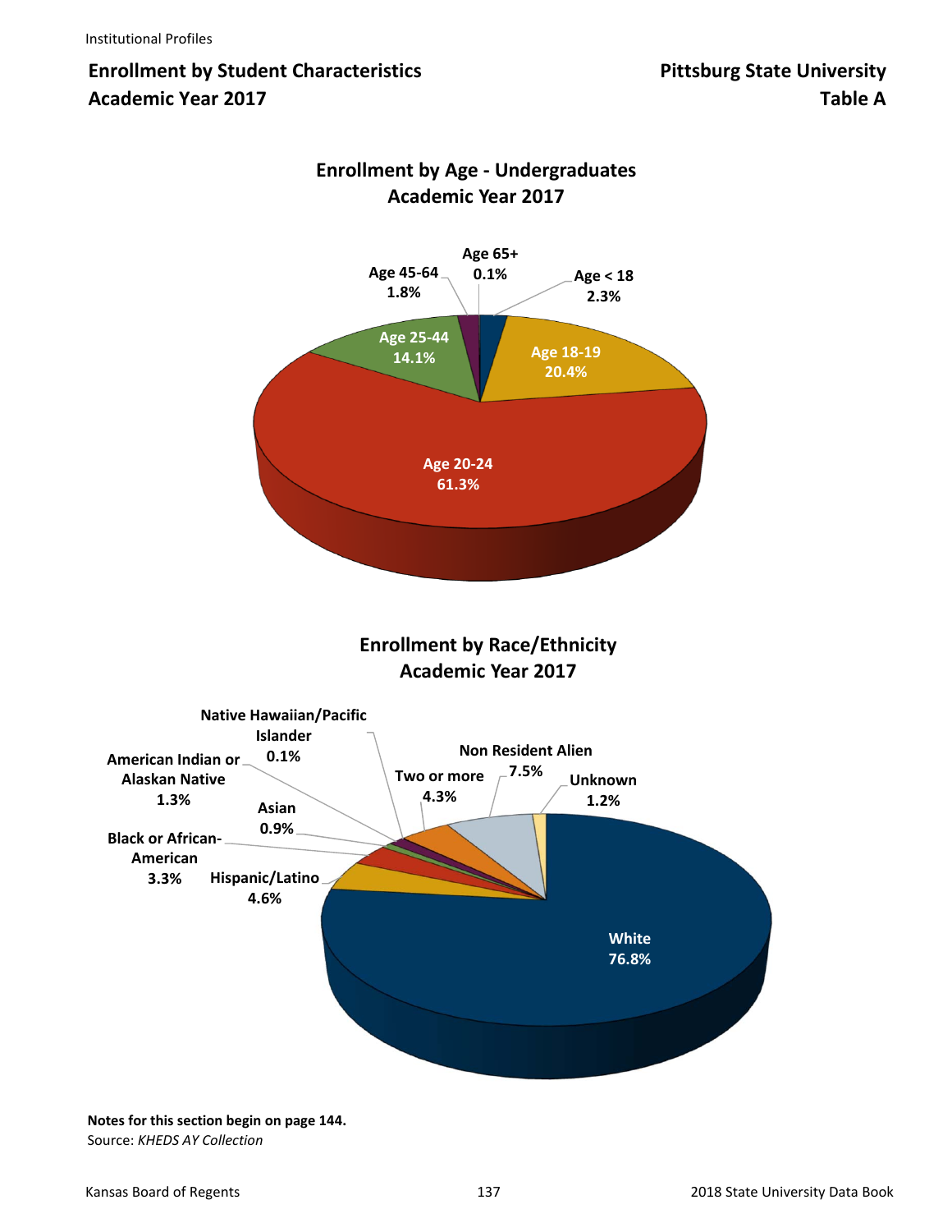Institutional Profiles

## Enrollment by Student Characteristics
## Academic Year 2017

## Pittsburg State University
## Table A

### Enrollment by Age - Undergraduates
### Academic Year 2017

| Age | Percent |
|---|---|
| Age < 18 | 2.3% |
| Age 18-19 | 20.4% |
| Age 20-24 | 61.3% |
| Age 25-44 | 14.1% |
| Age 45-64 | 1.8% |
| Age 65+ | 0.1% |

### Enrollment by Race/Ethnicity
### Academic Year 2017

| Race/Ethnicity | Percent |
|---|---|
| White | 76.8% |
| Hispanic/Latino | 4.6% |
| Black or African-American | 3.3% |
| Asian | 0.9% |
| American Indian or Alaskan Native | 1.3% |
| Native Hawaiian/Pacific Islander | 0.1% |
| Two or more | 4.3% |
| Non Resident Alien | 7.5% |
| Unknown | 1.2% |

**Notes for this section begin on page 144.**

Source: *KHEDS AY Collection*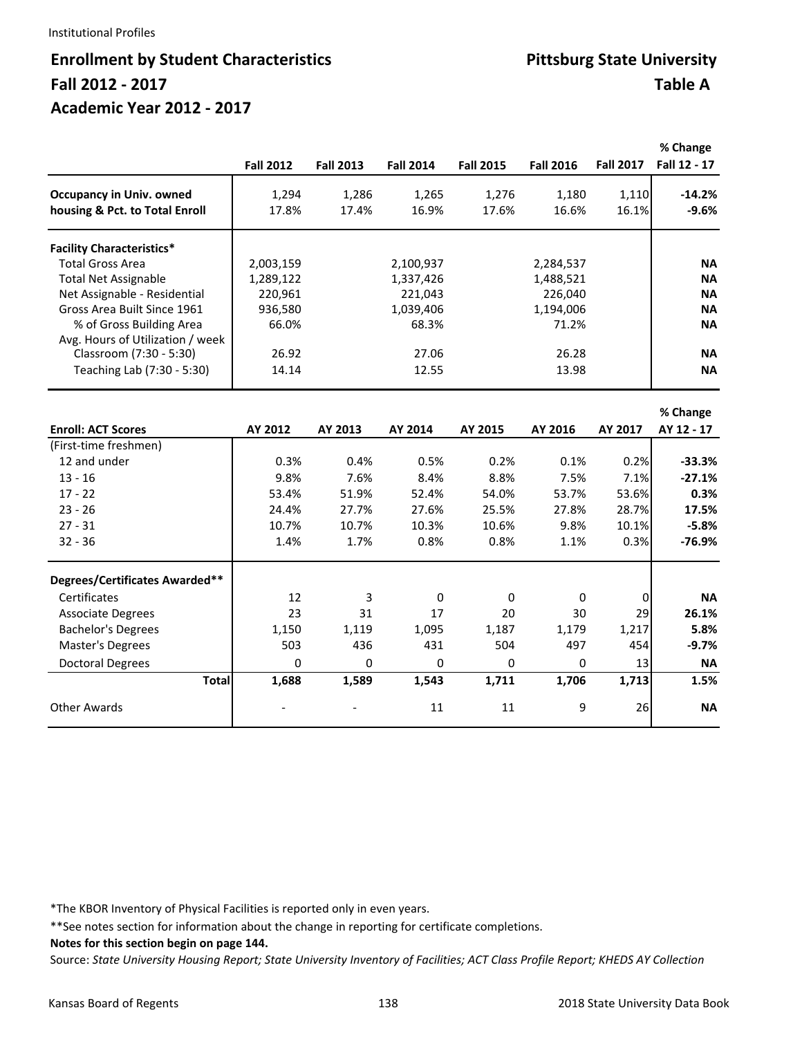# Enrollment by Student Characteristics

## Pittsburg State University

## Fall 2012 - 2017

## Table A

## Academic Year 2012 - 2017

| | Fall 2012 | Fall 2013 | Fall 2014 | Fall 2015 | Fall 2016 | Fall 2017 | % Change Fall 12 - 17 |
|---|---|---|---|---|---|---|---|
| **Occupancy in Univ. owned** | 1,294 | 1,286 | 1,265 | 1,276 | 1,180 | 1,110 | **-14.2%** |
| **housing & Pct. to Total Enroll** | 17.8% | 17.4% | 16.9% | 17.6% | 16.6% | 16.1% | **-9.6%** |
| **Facility Characteristics*** | | | | | | | |
| Total Gross Area | 2,003,159 | | 2,100,937 | | 2,284,537 | | **NA** |
| Total Net Assignable | 1,289,122 | | 1,337,426 | | 1,488,521 | | **NA** |
| Net Assignable - Residential | 220,961 | | 221,043 | | 226,040 | | **NA** |
| Gross Area Built Since 1961 | 936,580 | | 1,039,406 | | 1,194,006 | | **NA** |
| % of Gross Building Area | 66.0% | | 68.3% | | 71.2% | | **NA** |
| Avg. Hours of Utilization / week | | | | | | | |
| Classroom (7:30 - 5:30) | 26.92 | | 27.06 | | 26.28 | | **NA** |
| Teaching Lab (7:30 - 5:30) | 14.14 | | 12.55 | | 13.98 | | **NA** |

| **Enroll: ACT Scores** | AY 2012 | AY 2013 | AY 2014 | AY 2015 | AY 2016 | AY 2017 | % Change AY 12 - 17 |
|---|---|---|---|---|---|---|---|
| (First-time freshmen) | | | | | | | |
| 12 and under | 0.3% | 0.4% | 0.5% | 0.2% | 0.1% | 0.2% | **-33.3%** |
| 13 - 16 | 9.8% | 7.6% | 8.4% | 8.8% | 7.5% | 7.1% | **-27.1%** |
| 17 - 22 | 53.4% | 51.9% | 52.4% | 54.0% | 53.7% | 53.6% | **0.3%** |
| 23 - 26 | 24.4% | 27.7% | 27.6% | 25.5% | 27.8% | 28.7% | **17.5%** |
| 27 - 31 | 10.7% | 10.7% | 10.3% | 10.6% | 9.8% | 10.1% | **-5.8%** |
| 32 - 36 | 1.4% | 1.7% | 0.8% | 0.8% | 1.1% | 0.3% | **-76.9%** |
| **Degrees/Certificates Awarded**** | | | | | | | |
| Certificates | 12 | 3 | 0 | 0 | 0 | 0 | **NA** |
| Associate Degrees | 23 | 31 | 17 | 20 | 30 | 29 | **26.1%** |
| Bachelor's Degrees | 1,150 | 1,119 | 1,095 | 1,187 | 1,179 | 1,217 | **5.8%** |
| Master's Degrees | 503 | 436 | 431 | 504 | 497 | 454 | **-9.7%** |
| Doctoral Degrees | 0 | 0 | 0 | 0 | 0 | 13 | **NA** |
| **Total** | **1,688** | **1,589** | **1,543** | **1,711** | **1,706** | **1,713** | **1.5%** |
| Other Awards | - | - | 11 | 11 | 9 | 26 | **NA** |

*The KBOR Inventory of Physical Facilities is reported only in even years.

**See notes section for information about the change in reporting for certificate completions.

**Notes for this section begin on page 144.**

Source: *State University Housing Report; State University Inventory of Facilities; ACT Class Profile Report; KHEDS AY Collection*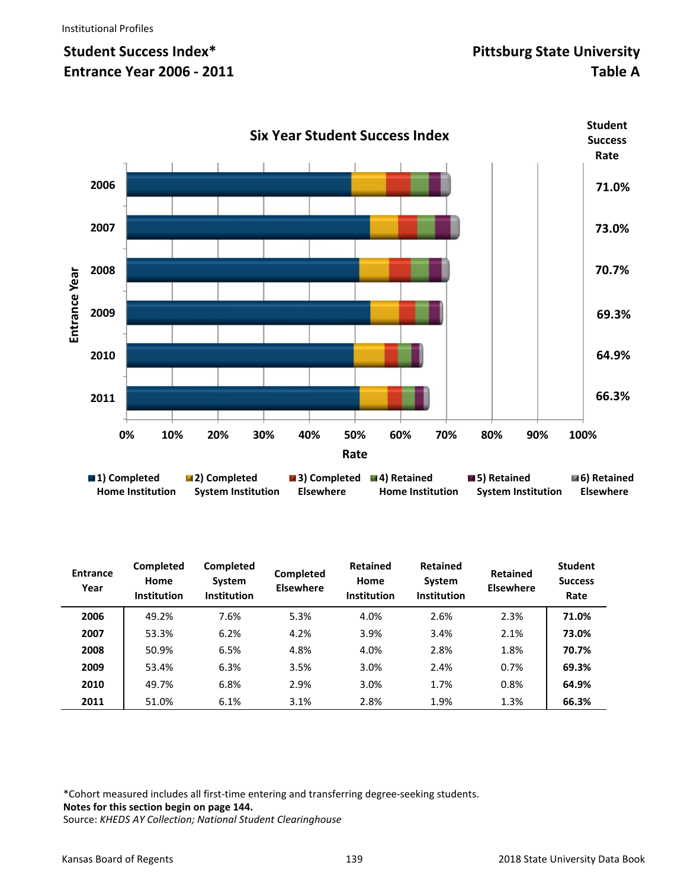Institutional Profiles

## Student Success Index*
## Entrance Year 2006 - 2011

## Pittsburg State University
## Table A

### Six Year Student Success Index

| Entrance Year | Student Success Rate |
|---|---|
| 2006 | 71.0% |
| 2007 | 73.0% |
| 2008 | 70.7% |
| 2009 | 69.3% |
| 2010 | 64.9% |
| 2011 | 66.3% |

Rate: 0% 10% 20% 30% 40% 50% 60% 70% 80% 90% 100%

1) Completed Home Institution; 2) Completed System Institution; 3) Completed Elsewhere; 4) Retained Home Institution; 5) Retained System Institution; 6) Retained Elsewhere

| Entrance Year | Completed Home Institution | Completed System Institution | Completed Elsewhere | Retained Home Institution | Retained System Institution | Retained Elsewhere | Student Success Rate |
|---|---|---|---|---|---|---|---|
| **2006** | 49.2% | 7.6% | 5.3% | 4.0% | 2.6% | 2.3% | **71.0%** |
| **2007** | 53.3% | 6.2% | 4.2% | 3.9% | 3.4% | 2.1% | **73.0%** |
| **2008** | 50.9% | 6.5% | 4.8% | 4.0% | 2.8% | 1.8% | **70.7%** |
| **2009** | 53.4% | 6.3% | 3.5% | 3.0% | 2.4% | 0.7% | **69.3%** |
| **2010** | 49.7% | 6.8% | 2.9% | 3.0% | 1.7% | 0.8% | **64.9%** |
| **2011** | 51.0% | 6.1% | 3.1% | 2.8% | 1.9% | 1.3% | **66.3%** |

*Cohort measured includes all first-time entering and transferring degree-seeking students.
**Notes for this section begin on page 144.**
Source: *KHEDS AY Collection; National Student Clearinghouse*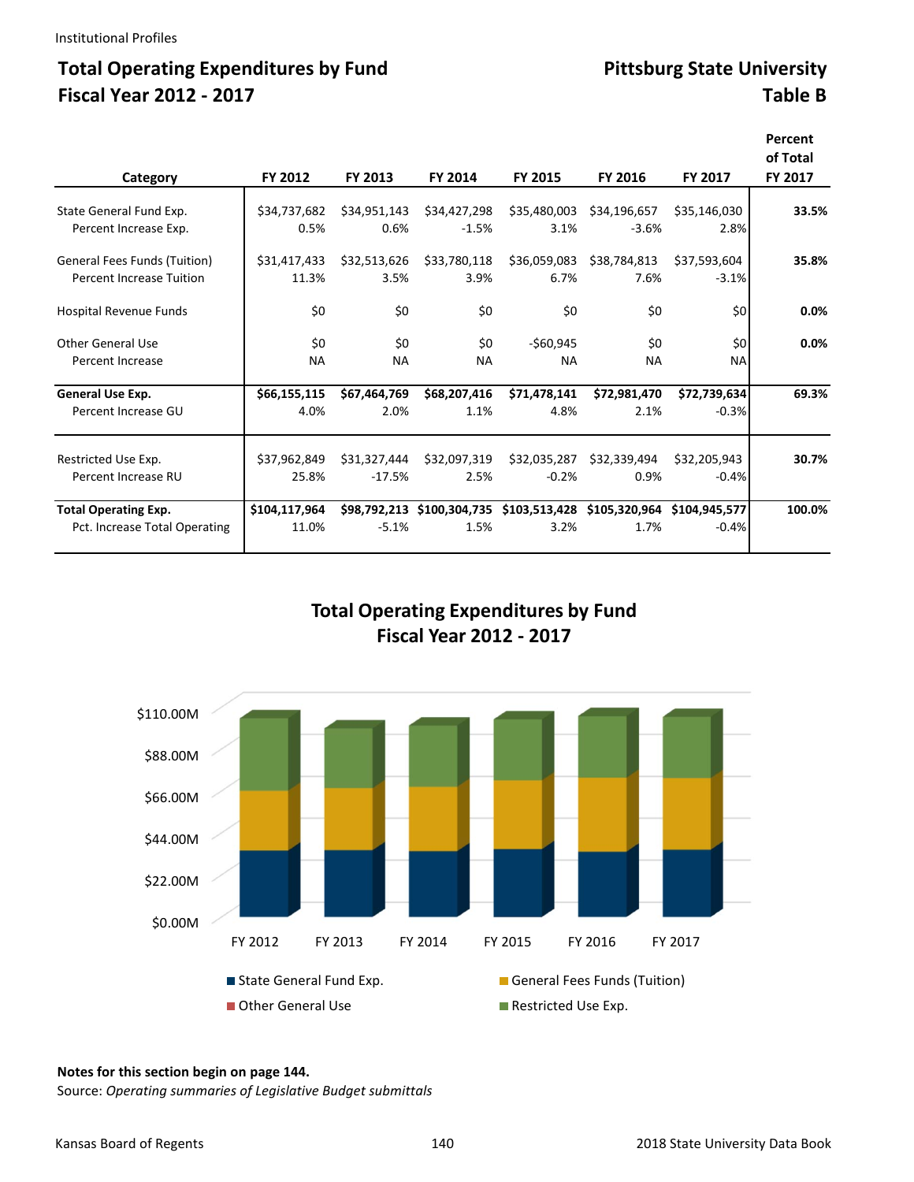Institutional Profiles

# Total Operating Expenditures by Fund Fiscal Year 2012 - 2017

## Pittsburg State University Table B

| Category | FY 2012 | FY 2013 | FY 2014 | FY 2015 | FY 2016 | FY 2017 | Percent of Total FY 2017 |
|---|---|---|---|---|---|---|---|
| State General Fund Exp. | $34,737,682 | $34,951,143 | $34,427,298 | $35,480,003 | $34,196,657 | $35,146,030 | **33.5%** |
| Percent Increase Exp. | 0.5% | 0.6% | -1.5% | 3.1% | -3.6% | 2.8% | |
| General Fees Funds (Tuition) | $31,417,433 | $32,513,626 | $33,780,118 | $36,059,083 | $38,784,813 | $37,593,604 | **35.8%** |
| Percent Increase Tuition | 11.3% | 3.5% | 3.9% | 6.7% | 7.6% | -3.1% | |
| Hospital Revenue Funds | $0 | $0 | $0 | $0 | $0 | $0 | **0.0%** |
| Other General Use | $0 | $0 | $0 | -$60,945 | $0 | $0 | **0.0%** |
| Percent Increase | NA | NA | NA | NA | NA | NA | |
| **General Use Exp.** | **$66,155,115** | **$67,464,769** | **$68,207,416** | **$71,478,141** | **$72,981,470** | **$72,739,634** | **69.3%** |
| Percent Increase GU | 4.0% | 2.0% | 1.1% | 4.8% | 2.1% | -0.3% | |
| Restricted Use Exp. | $37,962,849 | $31,327,444 | $32,097,319 | $32,035,287 | $32,339,494 | $32,205,943 | **30.7%** |
| Percent Increase RU | 25.8% | -17.5% | 2.5% | -0.2% | 0.9% | -0.4% | |
| **Total Operating Exp.** | **$104,117,964** | **$98,792,213** | **$100,304,735** | **$103,513,428** | **$105,320,964** | **$104,945,577** | **100.0%** |
| Pct. Increase Total Operating | 11.0% | -5.1% | 1.5% | 3.2% | 1.7% | -0.4% | |

## Total Operating Expenditures by Fund Fiscal Year 2012 - 2017

**Notes for this section begin on page 144.**

Source: *Operating summaries of Legislative Budget submittals*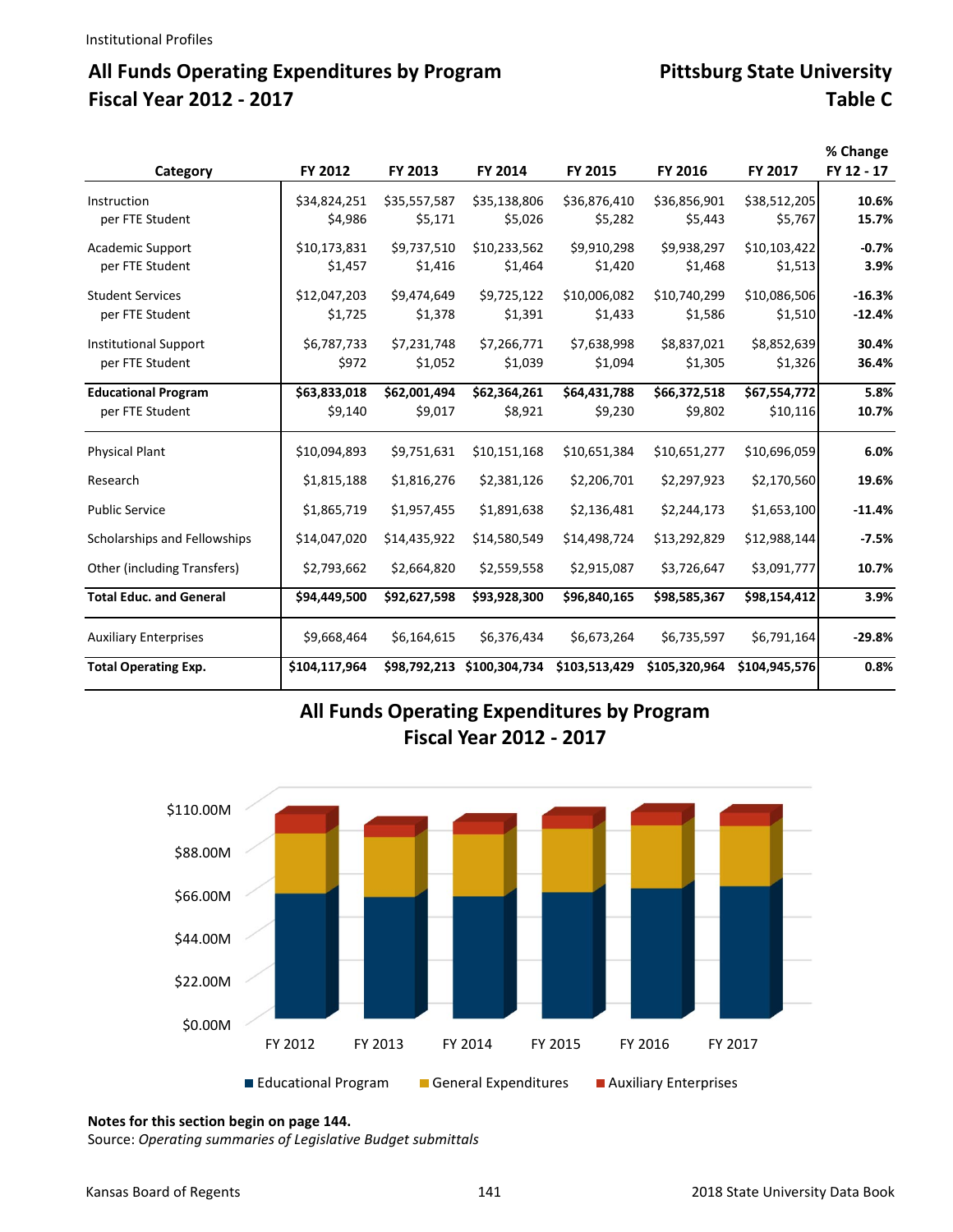# All Funds Operating Expenditures by Program
## Fiscal Year 2012 - 2017

## Pittsburg State University
## Table C

| Category | FY 2012 | FY 2013 | FY 2014 | FY 2015 | FY 2016 | FY 2017 | % Change FY 12 - 17 |
|---|---|---|---|---|---|---|---|
| Instruction | $34,824,251 | $35,557,587 | $35,138,806 | $36,876,410 | $36,856,901 | $38,512,205 | **10.6%** |
| per FTE Student | $4,986 | $5,171 | $5,026 | $5,282 | $5,443 | $5,767 | **15.7%** |
| Academic Support | $10,173,831 | $9,737,510 | $10,233,562 | $9,910,298 | $9,938,297 | $10,103,422 | **-0.7%** |
| per FTE Student | $1,457 | $1,416 | $1,464 | $1,420 | $1,468 | $1,513 | **3.9%** |
| Student Services | $12,047,203 | $9,474,649 | $9,725,122 | $10,006,082 | $10,740,299 | $10,086,506 | **-16.3%** |
| per FTE Student | $1,725 | $1,378 | $1,391 | $1,433 | $1,586 | $1,510 | **-12.4%** |
| Institutional Support | $6,787,733 | $7,231,748 | $7,266,771 | $7,638,998 | $8,837,021 | $8,852,639 | **30.4%** |
| per FTE Student | $972 | $1,052 | $1,039 | $1,094 | $1,305 | $1,326 | **36.4%** |
| **Educational Program** | **$63,833,018** | **$62,001,494** | **$62,364,261** | **$64,431,788** | **$66,372,518** | **$67,554,772** | **5.8%** |
| per FTE Student | $9,140 | $9,017 | $8,921 | $9,230 | $9,802 | $10,116 | **10.7%** |
| Physical Plant | $10,094,893 | $9,751,631 | $10,151,168 | $10,651,384 | $10,651,277 | $10,696,059 | **6.0%** |
| Research | $1,815,188 | $1,816,276 | $2,381,126 | $2,206,701 | $2,297,923 | $2,170,560 | **19.6%** |
| Public Service | $1,865,719 | $1,957,455 | $1,891,638 | $2,136,481 | $2,244,173 | $1,653,100 | **-11.4%** |
| Scholarships and Fellowships | $14,047,020 | $14,435,922 | $14,580,549 | $14,498,724 | $13,292,829 | $12,988,144 | **-7.5%** |
| Other (including Transfers) | $2,793,662 | $2,664,820 | $2,559,558 | $2,915,087 | $3,726,647 | $3,091,777 | **10.7%** |
| **Total Educ. and General** | **$94,449,500** | **$92,627,598** | **$93,928,300** | **$96,840,165** | **$98,585,367** | **$98,154,412** | **3.9%** |
| Auxiliary Enterprises | $9,668,464 | $6,164,615 | $6,376,434 | $6,673,264 | $6,735,597 | $6,791,164 | **-29.8%** |
| **Total Operating Exp.** | **$104,117,964** | **$98,792,213** | **$100,304,734** | **$103,513,429** | **$105,320,964** | **$104,945,576** | **0.8%** |

## All Funds Operating Expenditures by Program
## Fiscal Year 2012 - 2017

Legend: Educational Program, General Expenditures, Auxiliary Enterprises

**Notes for this section begin on page 144.**
Source: *Operating summaries of Legislative Budget submittals*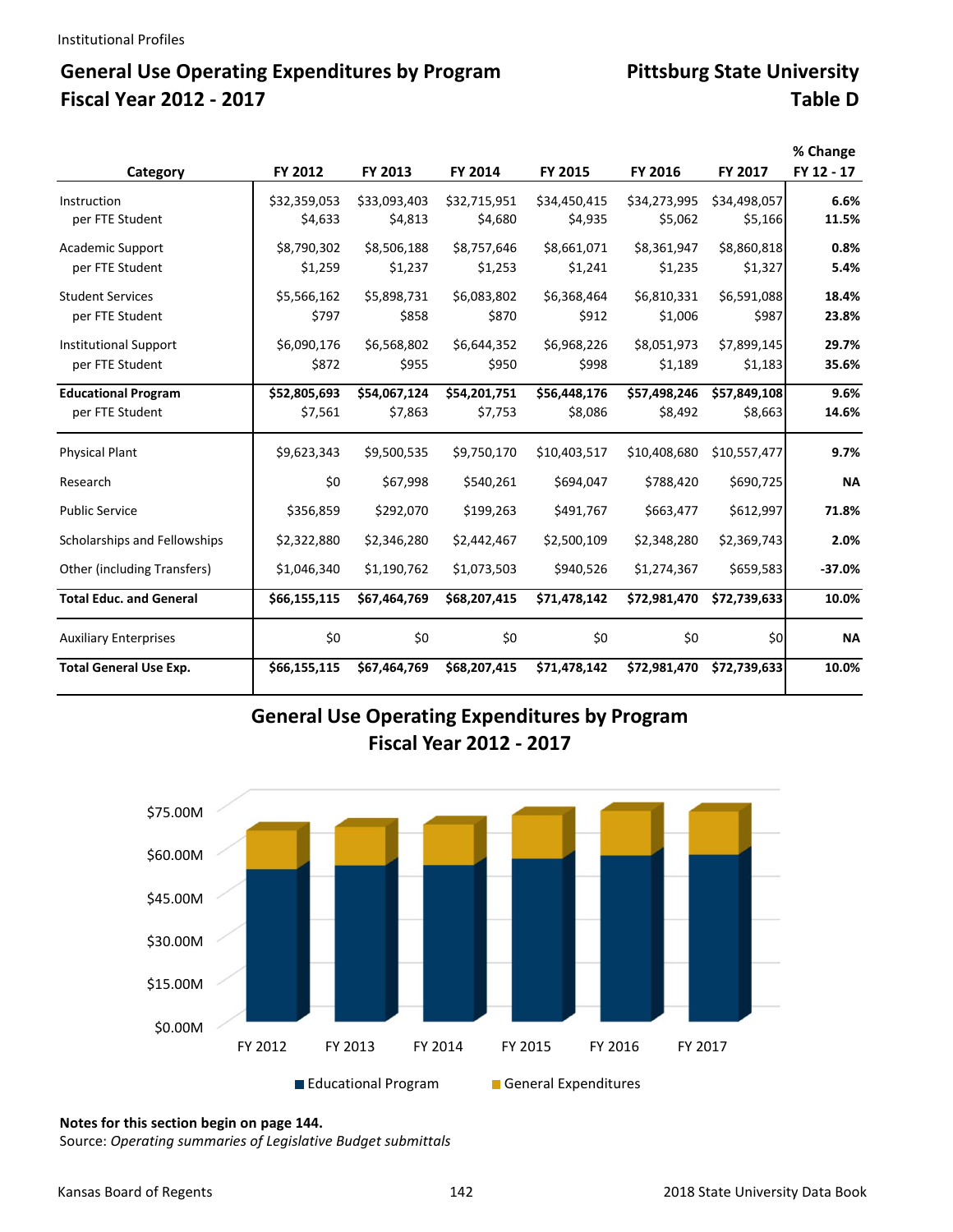Institutional Profiles

# General Use Operating Expenditures by Program
## Fiscal Year 2012 - 2017

## Pittsburg State University
## Table D

| Category | FY 2012 | FY 2013 | FY 2014 | FY 2015 | FY 2016 | FY 2017 | % Change FY 12 - 17 |
|---|---|---|---|---|---|---|---|
| Instruction | $32,359,053 | $33,093,403 | $32,715,951 | $34,450,415 | $34,273,995 | $34,498,057 | **6.6%** |
| per FTE Student | $4,633 | $4,813 | $4,680 | $4,935 | $5,062 | $5,166 | **11.5%** |
| Academic Support | $8,790,302 | $8,506,188 | $8,757,646 | $8,661,071 | $8,361,947 | $8,860,818 | **0.8%** |
| per FTE Student | $1,259 | $1,237 | $1,253 | $1,241 | $1,235 | $1,327 | **5.4%** |
| Student Services | $5,566,162 | $5,898,731 | $6,083,802 | $6,368,464 | $6,810,331 | $6,591,088 | **18.4%** |
| per FTE Student | $797 | $858 | $870 | $912 | $1,006 | $987 | **23.8%** |
| Institutional Support | $6,090,176 | $6,568,802 | $6,644,352 | $6,968,226 | $8,051,973 | $7,899,145 | **29.7%** |
| per FTE Student | $872 | $955 | $950 | $998 | $1,189 | $1,183 | **35.6%** |
| **Educational Program** | **$52,805,693** | **$54,067,124** | **$54,201,751** | **$56,448,176** | **$57,498,246** | **$57,849,108** | **9.6%** |
| per FTE Student | $7,561 | $7,863 | $7,753 | $8,086 | $8,492 | $8,663 | **14.6%** |
| Physical Plant | $9,623,343 | $9,500,535 | $9,750,170 | $10,403,517 | $10,408,680 | $10,557,477 | **9.7%** |
| Research | $0 | $67,998 | $540,261 | $694,047 | $788,420 | $690,725 | **NA** |
| Public Service | $356,859 | $292,070 | $199,263 | $491,767 | $663,477 | $612,997 | **71.8%** |
| Scholarships and Fellowships | $2,322,880 | $2,346,280 | $2,442,467 | $2,500,109 | $2,348,280 | $2,369,743 | **2.0%** |
| Other (including Transfers) | $1,046,340 | $1,190,762 | $1,073,503 | $940,526 | $1,274,367 | $659,583 | **-37.0%** |
| **Total Educ. and General** | **$66,155,115** | **$67,464,769** | **$68,207,415** | **$71,478,142** | **$72,981,470** | **$72,739,633** | **10.0%** |
| Auxiliary Enterprises | $0 | $0 | $0 | $0 | $0 | $0 | **NA** |
| **Total General Use Exp.** | **$66,155,115** | **$67,464,769** | **$68,207,415** | **$71,478,142** | **$72,981,470** | **$72,739,633** | **10.0%** |

## General Use Operating Expenditures by Program
## Fiscal Year 2012 - 2017

**Notes for this section begin on page 144.**
Source: *Operating summaries of Legislative Budget submittals*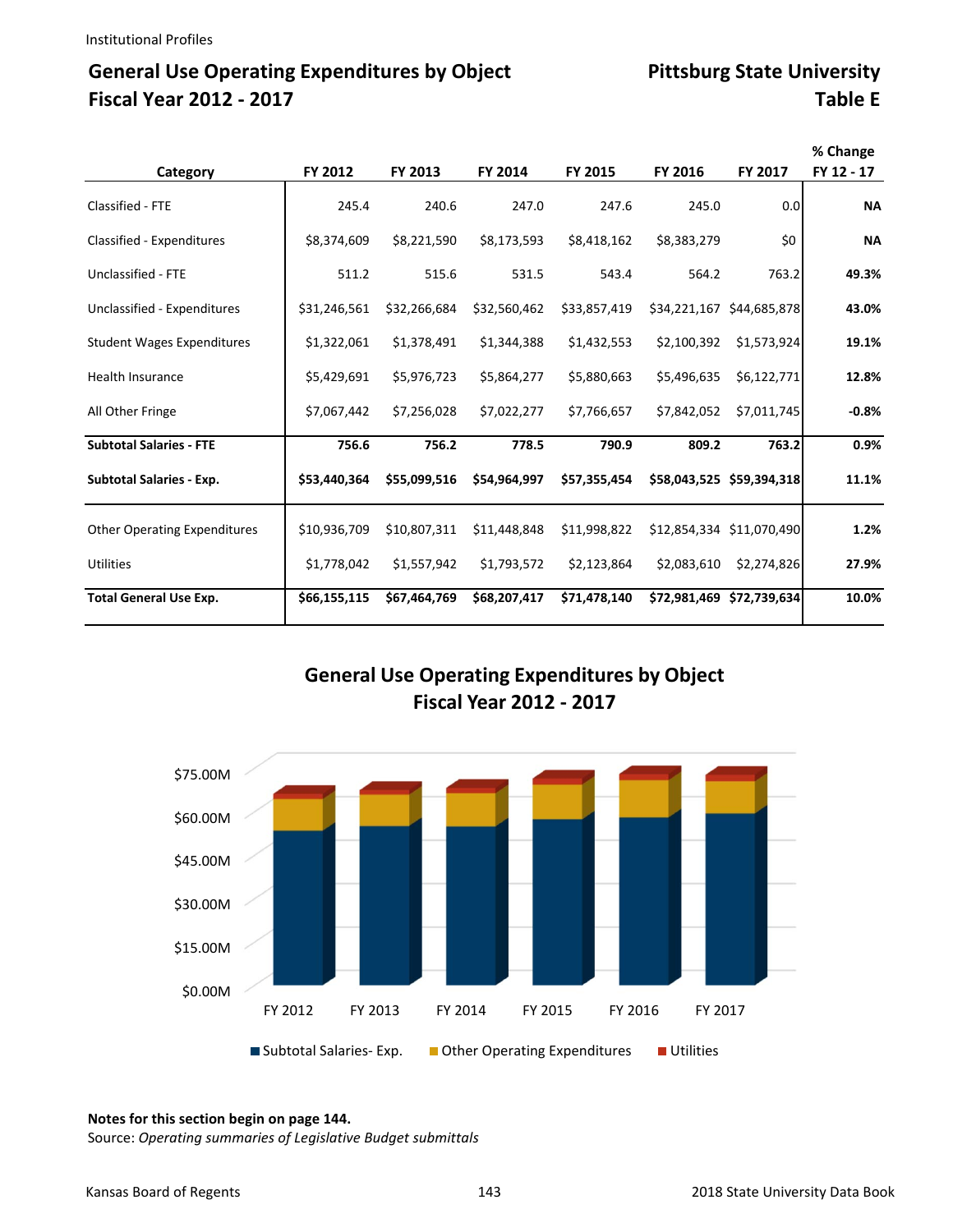Institutional Profiles

## General Use Operating Expenditures by Object
## Fiscal Year 2012 - 2017

## Pittsburg State University
## Table E

| Category | FY 2012 | FY 2013 | FY 2014 | FY 2015 | FY 2016 | FY 2017 | % Change FY 12 - 17 |
|---|---|---|---|---|---|---|---|
| Classified - FTE | 245.4 | 240.6 | 247.0 | 247.6 | 245.0 | 0.0 | **NA** |
| Classified - Expenditures | $8,374,609 | $8,221,590 | $8,173,593 | $8,418,162 | $8,383,279 | $0 | **NA** |
| Unclassified - FTE | 511.2 | 515.6 | 531.5 | 543.4 | 564.2 | 763.2 | **49.3%** |
| Unclassified - Expenditures | $31,246,561 | $32,266,684 | $32,560,462 | $33,857,419 | $34,221,167 | $44,685,878 | **43.0%** |
| Student Wages Expenditures | $1,322,061 | $1,378,491 | $1,344,388 | $1,432,553 | $2,100,392 | $1,573,924 | **19.1%** |
| Health Insurance | $5,429,691 | $5,976,723 | $5,864,277 | $5,880,663 | $5,496,635 | $6,122,771 | **12.8%** |
| All Other Fringe | $7,067,442 | $7,256,028 | $7,022,277 | $7,766,657 | $7,842,052 | $7,011,745 | **-0.8%** |
| **Subtotal Salaries - FTE** | **756.6** | **756.2** | **778.5** | **790.9** | **809.2** | **763.2** | **0.9%** |
| **Subtotal Salaries - Exp.** | **$53,440,364** | **$55,099,516** | **$54,964,997** | **$57,355,454** | **$58,043,525** | **$59,394,318** | **11.1%** |
| Other Operating Expenditures | $10,936,709 | $10,807,311 | $11,448,848 | $11,998,822 | $12,854,334 | $11,070,490 | **1.2%** |
| Utilities | $1,778,042 | $1,557,942 | $1,793,572 | $2,123,864 | $2,083,610 | $2,274,826 | **27.9%** |
| **Total General Use Exp.** | **$66,155,115** | **$67,464,769** | **$68,207,417** | **$71,478,140** | **$72,981,469** | **$72,739,634** | **10.0%** |

### General Use Operating Expenditures by Object
### Fiscal Year 2012 - 2017

**Notes for this section begin on page 144.**

Source: *Operating summaries of Legislative Budget submittals*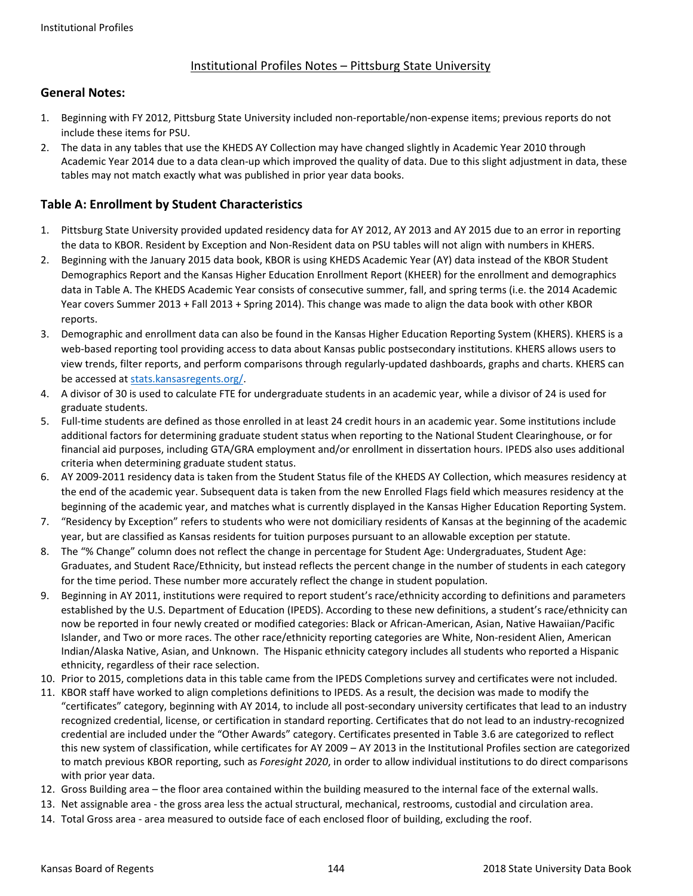## Institutional Profiles Notes – Pittsburg State University

### General Notes:

1. Beginning with FY 2012, Pittsburg State University included non-reportable/non-expense items; previous reports do not include these items for PSU.
2. The data in any tables that use the KHEDS AY Collection may have changed slightly in Academic Year 2010 through Academic Year 2014 due to a data clean-up which improved the quality of data. Due to this slight adjustment in data, these tables may not match exactly what was published in prior year data books.

### Table A: Enrollment by Student Characteristics

1. Pittsburg State University provided updated residency data for AY 2012, AY 2013 and AY 2015 due to an error in reporting the data to KBOR. Resident by Exception and Non-Resident data on PSU tables will not align with numbers in KHERS.
2. Beginning with the January 2015 data book, KBOR is using KHEDS Academic Year (AY) data instead of the KBOR Student Demographics Report and the Kansas Higher Education Enrollment Report (KHEER) for the enrollment and demographics data in Table A. The KHEDS Academic Year consists of consecutive summer, fall, and spring terms (i.e. the 2014 Academic Year covers Summer 2013 + Fall 2013 + Spring 2014). This change was made to align the data book with other KBOR reports.
3. Demographic and enrollment data can also be found in the Kansas Higher Education Reporting System (KHERS). KHERS is a web-based reporting tool providing access to data about Kansas public postsecondary institutions. KHERS allows users to view trends, filter reports, and perform comparisons through regularly-updated dashboards, graphs and charts. KHERS can be accessed at [stats.kansasregents.org/](stats.kansasregents.org/).
4. A divisor of 30 is used to calculate FTE for undergraduate students in an academic year, while a divisor of 24 is used for graduate students.
5. Full-time students are defined as those enrolled in at least 24 credit hours in an academic year. Some institutions include additional factors for determining graduate student status when reporting to the National Student Clearinghouse, or for financial aid purposes, including GTA/GRA employment and/or enrollment in dissertation hours. IPEDS also uses additional criteria when determining graduate student status.
6. AY 2009-2011 residency data is taken from the Student Status file of the KHEDS AY Collection, which measures residency at the end of the academic year. Subsequent data is taken from the new Enrolled Flags field which measures residency at the beginning of the academic year, and matches what is currently displayed in the Kansas Higher Education Reporting System.
7. "Residency by Exception" refers to students who were not domiciliary residents of Kansas at the beginning of the academic year, but are classified as Kansas residents for tuition purposes pursuant to an allowable exception per statute.
8. The "% Change" column does not reflect the change in percentage for Student Age: Undergraduates, Student Age: Graduates, and Student Race/Ethnicity, but instead reflects the percent change in the number of students in each category for the time period. These number more accurately reflect the change in student population.
9. Beginning in AY 2011, institutions were required to report student's race/ethnicity according to definitions and parameters established by the U.S. Department of Education (IPEDS). According to these new definitions, a student's race/ethnicity can now be reported in four newly created or modified categories: Black or African-American, Asian, Native Hawaiian/Pacific Islander, and Two or more races. The other race/ethnicity reporting categories are White, Non-resident Alien, American Indian/Alaska Native, Asian, and Unknown. The Hispanic ethnicity category includes all students who reported a Hispanic ethnicity, regardless of their race selection.
10. Prior to 2015, completions data in this table came from the IPEDS Completions survey and certificates were not included.
11. KBOR staff have worked to align completions definitions to IPEDS. As a result, the decision was made to modify the "certificates" category, beginning with AY 2014, to include all post-secondary university certificates that lead to an industry recognized credential, license, or certification in standard reporting. Certificates that do not lead to an industry-recognized credential are included under the "Other Awards" category. Certificates presented in Table 3.6 are categorized to reflect this new system of classification, while certificates for AY 2009 – AY 2013 in the Institutional Profiles section are categorized to match previous KBOR reporting, such as *Foresight 2020*, in order to allow individual institutions to do direct comparisons with prior year data.
12. Gross Building area – the floor area contained within the building measured to the internal face of the external walls.
13. Net assignable area - the gross area less the actual structural, mechanical, restrooms, custodial and circulation area.
14. Total Gross area - area measured to outside face of each enclosed floor of building, excluding the roof.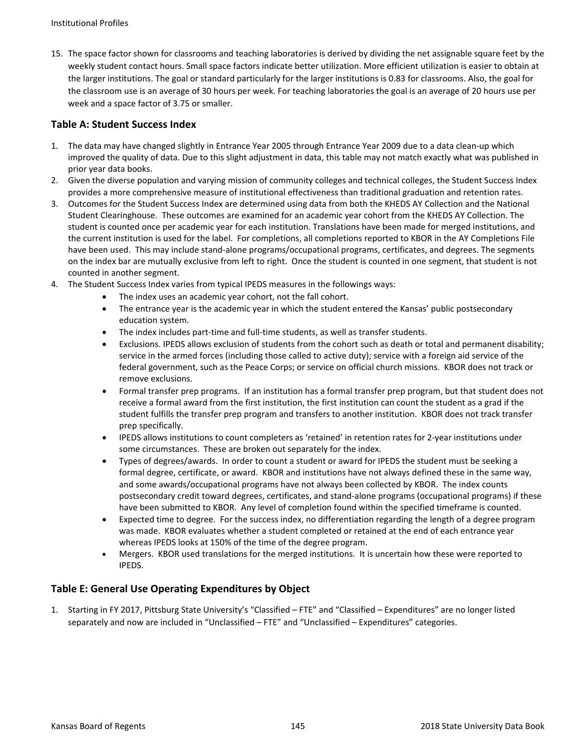15. The space factor shown for classrooms and teaching laboratories is derived by dividing the net assignable square feet by the weekly student contact hours. Small space factors indicate better utilization. More efficient utilization is easier to obtain at the larger institutions. The goal or standard particularly for the larger institutions is 0.83 for classrooms. Also, the goal for the classroom use is an average of 30 hours per week. For teaching laboratories the goal is an average of 20 hours use per week and a space factor of 3.75 or smaller.

## Table A: Student Success Index

1. The data may have changed slightly in Entrance Year 2005 through Entrance Year 2009 due to a data clean-up which improved the quality of data. Due to this slight adjustment in data, this table may not match exactly what was published in prior year data books.
2. Given the diverse population and varying mission of community colleges and technical colleges, the Student Success Index provides a more comprehensive measure of institutional effectiveness than traditional graduation and retention rates.
3. Outcomes for the Student Success Index are determined using data from both the KHEDS AY Collection and the National Student Clearinghouse. These outcomes are examined for an academic year cohort from the KHEDS AY Collection. The student is counted once per academic year for each institution. Translations have been made for merged institutions, and the current institution is used for the label. For completions, all completions reported to KBOR in the AY Completions File have been used. This may include stand-alone programs/occupational programs, certificates, and degrees. The segments on the index bar are mutually exclusive from left to right. Once the student is counted in one segment, that student is not counted in another segment.
4. The Student Success Index varies from typical IPEDS measures in the followings ways:
   - The index uses an academic year cohort, not the fall cohort.
   - The entrance year is the academic year in which the student entered the Kansas' public postsecondary education system.
   - The index includes part-time and full-time students, as well as transfer students.
   - Exclusions. IPEDS allows exclusion of students from the cohort such as death or total and permanent disability; service in the armed forces (including those called to active duty); service with a foreign aid service of the federal government, such as the Peace Corps; or service on official church missions. KBOR does not track or remove exclusions.
   - Formal transfer prep programs. If an institution has a formal transfer prep program, but that student does not receive a formal award from the first institution, the first institution can count the student as a grad if the student fulfills the transfer prep program and transfers to another institution. KBOR does not track transfer prep specifically.
   - IPEDS allows institutions to count completers as 'retained' in retention rates for 2-year institutions under some circumstances. These are broken out separately for the index.
   - Types of degrees/awards. In order to count a student or award for IPEDS the student must be seeking a formal degree, certificate, or award. KBOR and institutions have not always defined these in the same way, and some awards/occupational programs have not always been collected by KBOR. The index counts postsecondary credit toward degrees, certificates, and stand-alone programs (occupational programs) if these have been submitted to KBOR. Any level of completion found within the specified timeframe is counted.
   - Expected time to degree. For the success index, no differentiation regarding the length of a degree program was made. KBOR evaluates whether a student completed or retained at the end of each entrance year whereas IPEDS looks at 150% of the time of the degree program.
   - Mergers. KBOR used translations for the merged institutions. It is uncertain how these were reported to IPEDS.

## Table E: General Use Operating Expenditures by Object

1. Starting in FY 2017, Pittsburg State University's "Classified – FTE" and "Classified – Expenditures" are no longer listed separately and now are included in "Unclassified – FTE" and "Unclassified – Expenditures" categories.